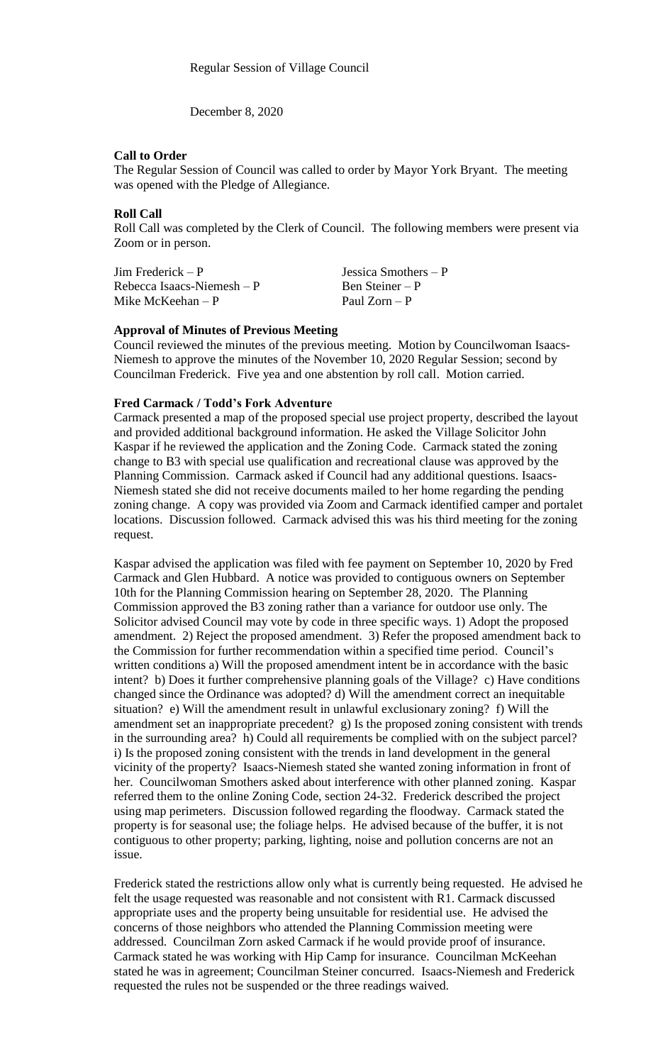Regular Session of Village Council

December 8, 2020

**Call to Order**

The Regular Session of Council was called to order by Mayor York Bryant. The meeting was opened with the Pledge of Allegiance.

**Roll Call**

Roll Call was completed by the Clerk of Council. The following members were present via Zoom or in person.

| | |
|---|---|
| Jim Frederick – P | Jessica Smothers – P |
| Rebecca Isaacs-Niemesh – P | Ben Steiner – P |
| Mike McKeehan – P | Paul Zorn – P |

**Approval of Minutes of Previous Meeting**

Council reviewed the minutes of the previous meeting. Motion by Councilwoman Isaacs-Niemesh to approve the minutes of the November 10, 2020 Regular Session; second by Councilman Frederick. Five yea and one abstention by roll call. Motion carried.

**Fred Carmack / Todd's Fork Adventure**

Carmack presented a map of the proposed special use project property, described the layout and provided additional background information. He asked the Village Solicitor John Kaspar if he reviewed the application and the Zoning Code. Carmack stated the zoning change to B3 with special use qualification and recreational clause was approved by the Planning Commission. Carmack asked if Council had any additional questions. Isaacs-Niemesh stated she did not receive documents mailed to her home regarding the pending zoning change. A copy was provided via Zoom and Carmack identified camper and portalet locations. Discussion followed. Carmack advised this was his third meeting for the zoning request.

Kaspar advised the application was filed with fee payment on September 10, 2020 by Fred Carmack and Glen Hubbard. A notice was provided to contiguous owners on September 10th for the Planning Commission hearing on September 28, 2020. The Planning Commission approved the B3 zoning rather than a variance for outdoor use only. The Solicitor advised Council may vote by code in three specific ways. 1) Adopt the proposed amendment. 2) Reject the proposed amendment. 3) Refer the proposed amendment back to the Commission for further recommendation within a specified time period. Council's written conditions a) Will the proposed amendment intent be in accordance with the basic intent? b) Does it further comprehensive planning goals of the Village? c) Have conditions changed since the Ordinance was adopted? d) Will the amendment correct an inequitable situation? e) Will the amendment result in unlawful exclusionary zoning? f) Will the amendment set an inappropriate precedent? g) Is the proposed zoning consistent with trends in the surrounding area? h) Could all requirements be complied with on the subject parcel? i) Is the proposed zoning consistent with the trends in land development in the general vicinity of the property? Isaacs-Niemesh stated she wanted zoning information in front of her. Councilwoman Smothers asked about interference with other planned zoning. Kaspar referred them to the online Zoning Code, section 24-32. Frederick described the project using map perimeters. Discussion followed regarding the floodway. Carmack stated the property is for seasonal use; the foliage helps. He advised because of the buffer, it is not contiguous to other property; parking, lighting, noise and pollution concerns are not an issue.

Frederick stated the restrictions allow only what is currently being requested. He advised he felt the usage requested was reasonable and not consistent with R1. Carmack discussed appropriate uses and the property being unsuitable for residential use. He advised the concerns of those neighbors who attended the Planning Commission meeting were addressed. Councilman Zorn asked Carmack if he would provide proof of insurance. Carmack stated he was working with Hip Camp for insurance. Councilman McKeehan stated he was in agreement; Councilman Steiner concurred. Isaacs-Niemesh and Frederick requested the rules not be suspended or the three readings waived.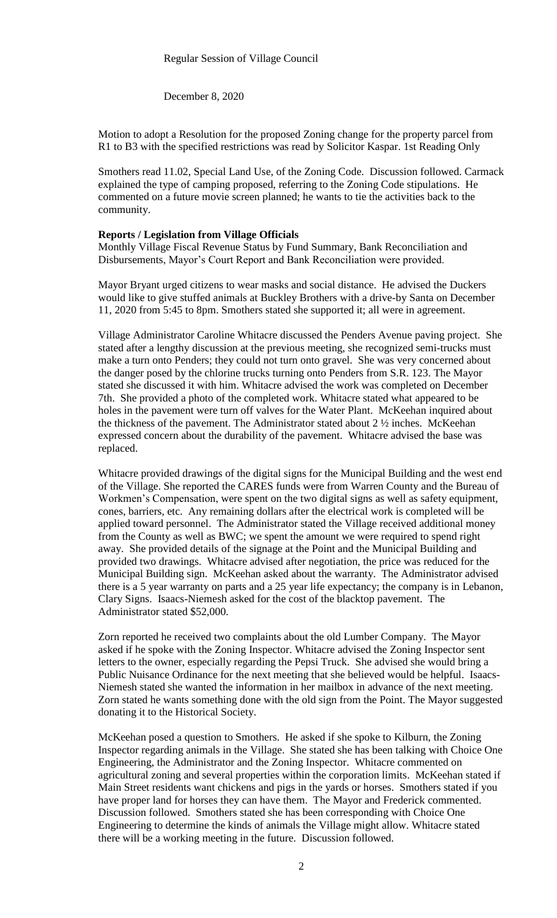Regular Session of Village Council

December 8, 2020

Motion to adopt a Resolution for the proposed Zoning change for the property parcel from R1 to B3 with the specified restrictions was read by Solicitor Kaspar. 1st Reading Only

Smothers read 11.02, Special Land Use, of the Zoning Code. Discussion followed. Carmack explained the type of camping proposed, referring to the Zoning Code stipulations. He commented on a future movie screen planned; he wants to tie the activities back to the community.

**Reports / Legislation from Village Officials**

Monthly Village Fiscal Revenue Status by Fund Summary, Bank Reconciliation and Disbursements, Mayor's Court Report and Bank Reconciliation were provided.

Mayor Bryant urged citizens to wear masks and social distance. He advised the Duckers would like to give stuffed animals at Buckley Brothers with a drive-by Santa on December 11, 2020 from 5:45 to 8pm. Smothers stated she supported it; all were in agreement.

Village Administrator Caroline Whitacre discussed the Penders Avenue paving project. She stated after a lengthy discussion at the previous meeting, she recognized semi-trucks must make a turn onto Penders; they could not turn onto gravel. She was very concerned about the danger posed by the chlorine trucks turning onto Penders from S.R. 123. The Mayor stated she discussed it with him. Whitacre advised the work was completed on December 7th. She provided a photo of the completed work. Whitacre stated what appeared to be holes in the pavement were turn off valves for the Water Plant. McKeehan inquired about the thickness of the pavement. The Administrator stated about 2 ½ inches. McKeehan expressed concern about the durability of the pavement. Whitacre advised the base was replaced.

Whitacre provided drawings of the digital signs for the Municipal Building and the west end of the Village. She reported the CARES funds were from Warren County and the Bureau of Workmen's Compensation, were spent on the two digital signs as well as safety equipment, cones, barriers, etc. Any remaining dollars after the electrical work is completed will be applied toward personnel. The Administrator stated the Village received additional money from the County as well as BWC; we spent the amount we were required to spend right away. She provided details of the signage at the Point and the Municipal Building and provided two drawings. Whitacre advised after negotiation, the price was reduced for the Municipal Building sign. McKeehan asked about the warranty. The Administrator advised there is a 5 year warranty on parts and a 25 year life expectancy; the company is in Lebanon, Clary Signs. Isaacs-Niemesh asked for the cost of the blacktop pavement. The Administrator stated $52,000.

Zorn reported he received two complaints about the old Lumber Company. The Mayor asked if he spoke with the Zoning Inspector. Whitacre advised the Zoning Inspector sent letters to the owner, especially regarding the Pepsi Truck. She advised she would bring a Public Nuisance Ordinance for the next meeting that she believed would be helpful. Isaacs-Niemesh stated she wanted the information in her mailbox in advance of the next meeting. Zorn stated he wants something done with the old sign from the Point. The Mayor suggested donating it to the Historical Society.

McKeehan posed a question to Smothers. He asked if she spoke to Kilburn, the Zoning Inspector regarding animals in the Village. She stated she has been talking with Choice One Engineering, the Administrator and the Zoning Inspector. Whitacre commented on agricultural zoning and several properties within the corporation limits. McKeehan stated if Main Street residents want chickens and pigs in the yards or horses. Smothers stated if you have proper land for horses they can have them. The Mayor and Frederick commented. Discussion followed. Smothers stated she has been corresponding with Choice One Engineering to determine the kinds of animals the Village might allow. Whitacre stated there will be a working meeting in the future. Discussion followed.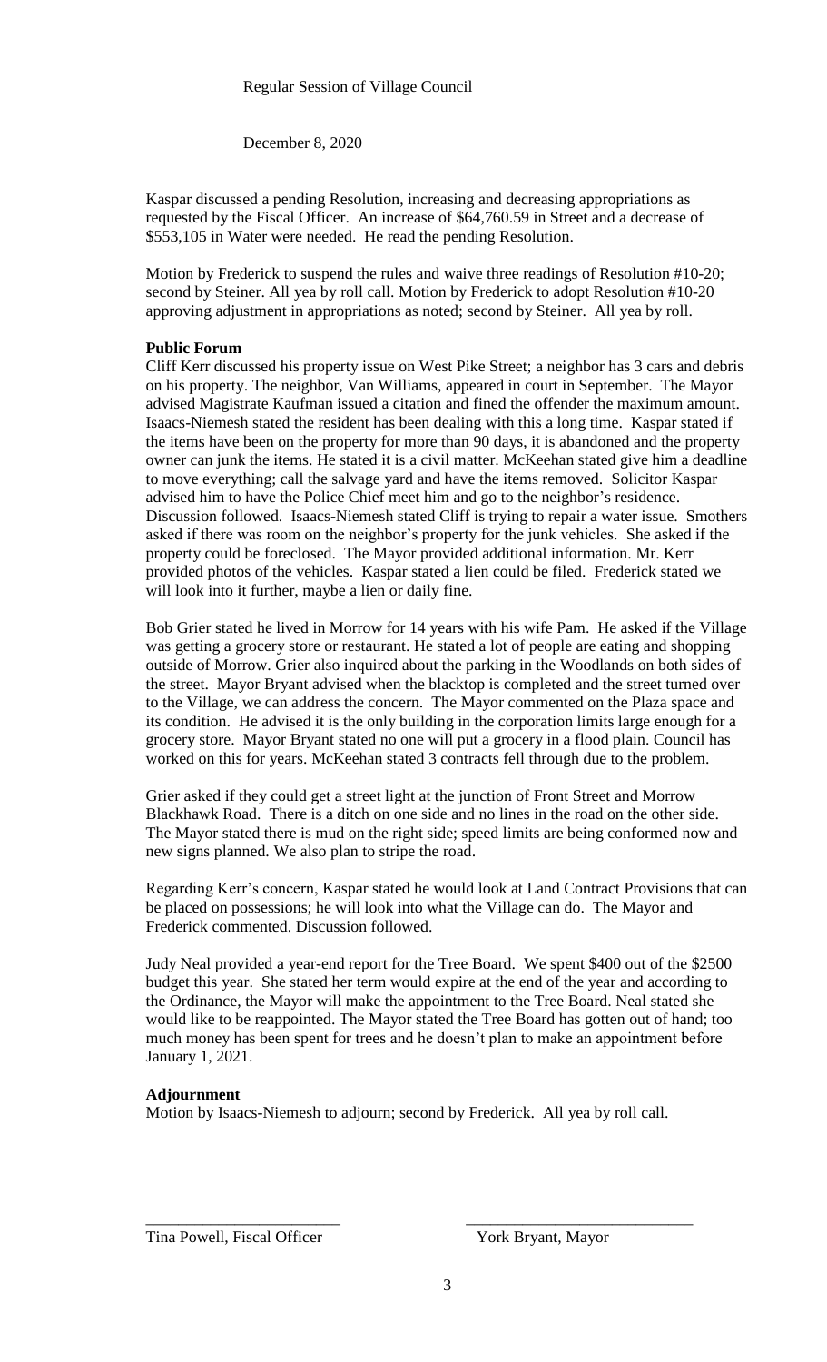Regular Session of Village Council

December 8, 2020

Kaspar discussed a pending Resolution, increasing and decreasing appropriations as requested by the Fiscal Officer. An increase of $64,760.59 in Street and a decrease of $553,105 in Water were needed. He read the pending Resolution.

Motion by Frederick to suspend the rules and waive three readings of Resolution #10-20; second by Steiner. All yea by roll call. Motion by Frederick to adopt Resolution #10-20 approving adjustment in appropriations as noted; second by Steiner. All yea by roll.

**Public Forum**

Cliff Kerr discussed his property issue on West Pike Street; a neighbor has 3 cars and debris on his property. The neighbor, Van Williams, appeared in court in September. The Mayor advised Magistrate Kaufman issued a citation and fined the offender the maximum amount. Isaacs-Niemesh stated the resident has been dealing with this a long time. Kaspar stated if the items have been on the property for more than 90 days, it is abandoned and the property owner can junk the items. He stated it is a civil matter. McKeehan stated give him a deadline to move everything; call the salvage yard and have the items removed. Solicitor Kaspar advised him to have the Police Chief meet him and go to the neighbor's residence. Discussion followed. Isaacs-Niemesh stated Cliff is trying to repair a water issue. Smothers asked if there was room on the neighbor's property for the junk vehicles. She asked if the property could be foreclosed. The Mayor provided additional information. Mr. Kerr provided photos of the vehicles. Kaspar stated a lien could be filed. Frederick stated we will look into it further, maybe a lien or daily fine.

Bob Grier stated he lived in Morrow for 14 years with his wife Pam. He asked if the Village was getting a grocery store or restaurant. He stated a lot of people are eating and shopping outside of Morrow. Grier also inquired about the parking in the Woodlands on both sides of the street. Mayor Bryant advised when the blacktop is completed and the street turned over to the Village, we can address the concern. The Mayor commented on the Plaza space and its condition. He advised it is the only building in the corporation limits large enough for a grocery store. Mayor Bryant stated no one will put a grocery in a flood plain. Council has worked on this for years. McKeehan stated 3 contracts fell through due to the problem.

Grier asked if they could get a street light at the junction of Front Street and Morrow Blackhawk Road. There is a ditch on one side and no lines in the road on the other side. The Mayor stated there is mud on the right side; speed limits are being conformed now and new signs planned. We also plan to stripe the road.

Regarding Kerr's concern, Kaspar stated he would look at Land Contract Provisions that can be placed on possessions; he will look into what the Village can do. The Mayor and Frederick commented. Discussion followed.

Judy Neal provided a year-end report for the Tree Board. We spent $400 out of the $2500 budget this year. She stated her term would expire at the end of the year and according to the Ordinance, the Mayor will make the appointment to the Tree Board. Neal stated she would like to be reappointed. The Mayor stated the Tree Board has gotten out of hand; too much money has been spent for trees and he doesn't plan to make an appointment before January 1, 2021.

**Adjournment**

Motion by Isaacs-Niemesh to adjourn; second by Frederick. All yea by roll call.

\_\_\_\_\_\_\_\_\_\_\_\_\_\_\_\_\_\_\_\_\_\_\_\_\_ \_\_\_\_\_\_\_\_\_\_\_\_\_\_\_\_\_\_\_\_\_\_\_\_\_\_\_\_\_

Tina Powell, Fiscal Officer York Bryant, Mayor